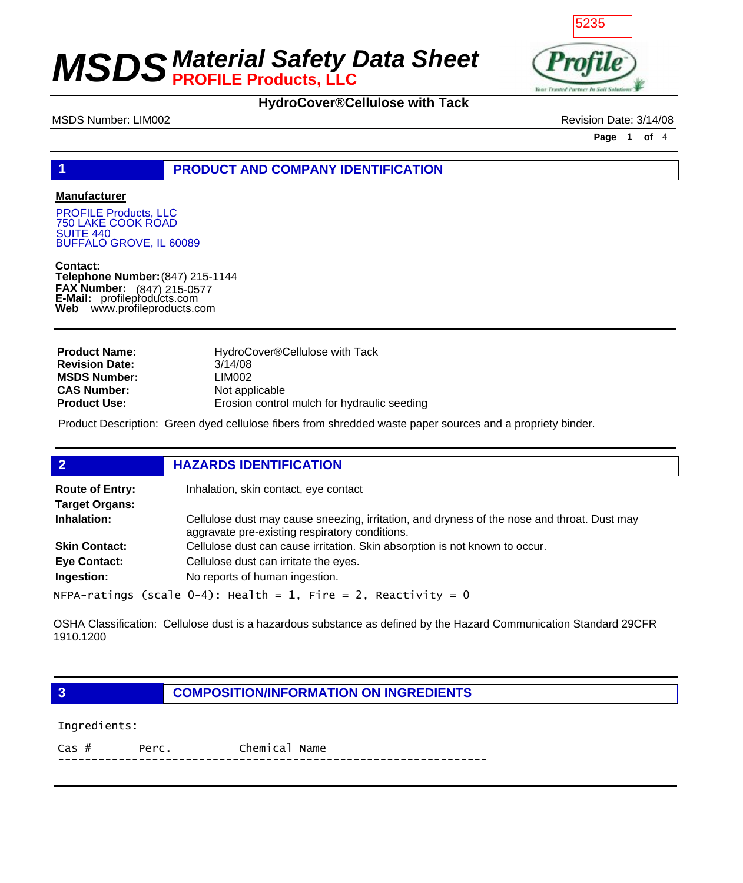5235

# MSDS Material Safety Data Sheet
## PROFILE Products, LLC

**HydroCover®Cellulose with Tack**

MSDS Number: LIM002 | Revision Date: 3/14/08

## 1 PRODUCT AND COMPANY IDENTIFICATION

**Manufacturer**

PROFILE Products, LLC
750 LAKE COOK ROAD
SUITE 440
BUFFALO GROVE, IL 60089

**Contact:**
**Telephone Number:** (847) 215-1144
**FAX Number:** (847) 215-0577
**E-Mail:** profileproducts.com
**Web** www.profileproducts.com

| | |
|---|---|
| **Product Name:** | HydroCover®Cellulose with Tack |
| **Revision Date:** | 3/14/08 |
| **MSDS Number:** | LIM002 |
| **CAS Number:** | Not applicable |
| **Product Use:** | Erosion control mulch for hydraulic seeding |

Product Description: Green dyed cellulose fibers from shredded waste paper sources and a propriety binder.

## 2 HAZARDS IDENTIFICATION

| | |
|---|---|
| **Route of Entry:** | Inhalation, skin contact, eye contact |
| **Target Organs:** | |
| **Inhalation:** | Cellulose dust may cause sneezing, irritation, and dryness of the nose and throat. Dust may aggravate pre-existing respiratory conditions. |
| **Skin Contact:** | Cellulose dust can cause irritation. Skin absorption is not known to occur. |
| **Eye Contact:** | Cellulose dust can irritate the eyes. |
| **Ingestion:** | No reports of human ingestion. |

NFPA-ratings (scale 0-4): Health = 1, Fire = 2, Reactivity = 0

OSHA Classification: Cellulose dust is a hazardous substance as defined by the Hazard Communication Standard 29CFR 1910.1200

## 3 COMPOSITION/INFORMATION ON INGREDIENTS

Ingredients:

```
Cas #       Perc.          Chemical Name
-----------------------------------------------------------------
```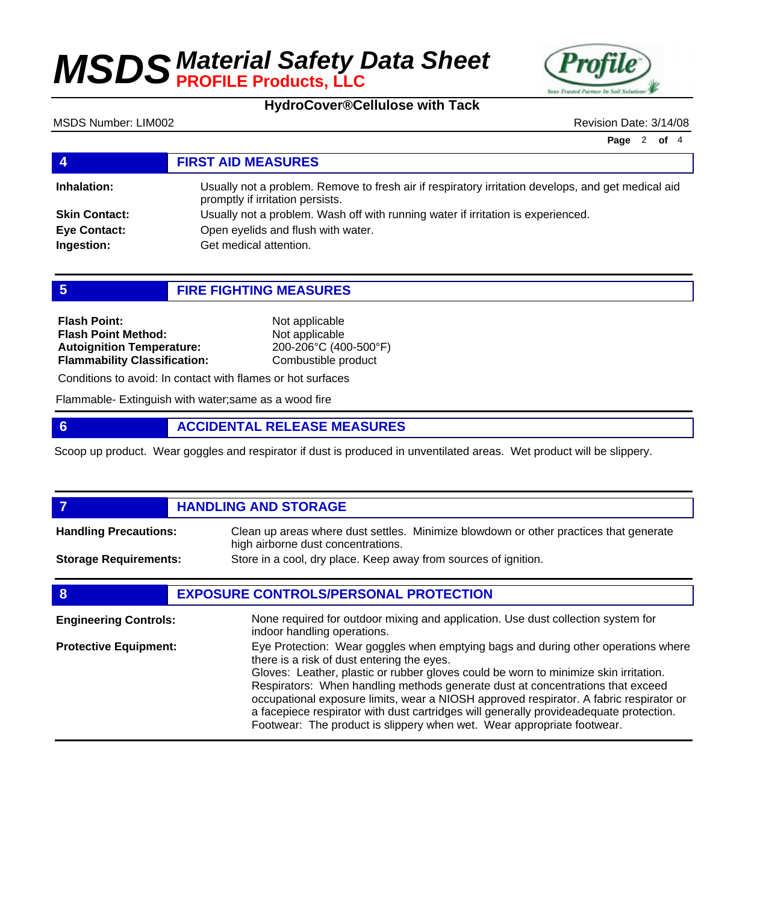## 4 FIRST AID MEASURES

**Inhalation:** Usually not a problem. Remove to fresh air if respiratory irritation develops, and get medical aid promptly if irritation persists.

**Skin Contact:** Usually not a problem. Wash off with running water if irritation is experienced.

**Eye Contact:** Open eyelids and flush with water.

**Ingestion:** Get medical attention.

## 5 FIRE FIGHTING MEASURES

**Flash Point:** Not applicable
**Flash Point Method:** Not applicable
**Autoignition Temperature:** 200-206°C (400-500°F)
**Flammability Classification:** Combustible product

Conditions to avoid: In contact with flames or hot surfaces

Flammable- Extinguish with water;same as a wood fire

## 6 ACCIDENTAL RELEASE MEASURES

Scoop up product. Wear goggles and respirator if dust is produced in unventilated areas. Wet product will be slippery.

## 7 HANDLING AND STORAGE

**Handling Precautions:** Clean up areas where dust settles. Minimize blowdown or other practices that generate high airborne dust concentrations.

**Storage Requirements:** Store in a cool, dry place. Keep away from sources of ignition.

## 8 EXPOSURE CONTROLS/PERSONAL PROTECTION

**Engineering Controls:** None required for outdoor mixing and application. Use dust collection system for indoor handling operations.

**Protective Equipment:** Eye Protection: Wear goggles when emptying bags and during other operations where there is a risk of dust entering the eyes.
Gloves: Leather, plastic or rubber gloves could be worn to minimize skin irritation.
Respirators: When handling methods generate dust at concentrations that exceed occupational exposure limits, wear a NIOSH approved respirator. A fabric respirator or a facepiece respirator with dust cartridges will generally provideadequate protection.
Footwear: The product is slippery when wet. Wear appropriate footwear.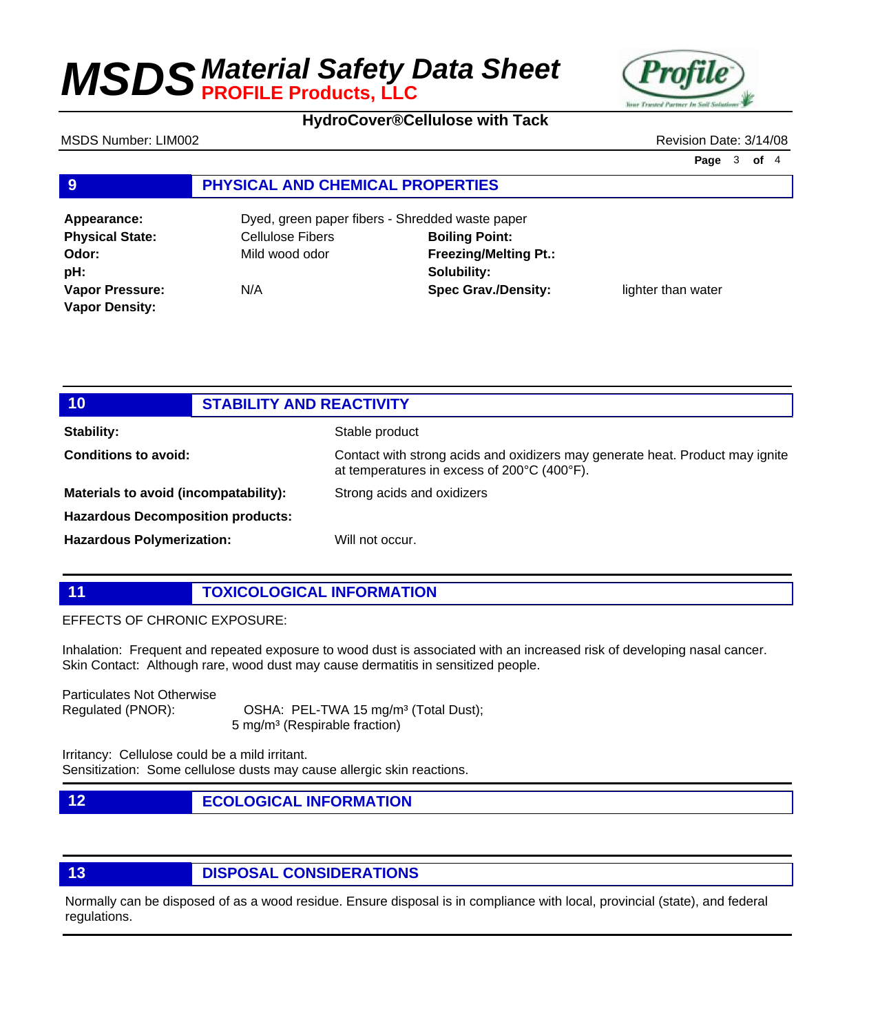## 9 PHYSICAL AND CHEMICAL PROPERTIES

| | | | |
|---|---|---|---|
| **Appearance:** | Dyed, green paper fibers - Shredded waste paper | | |
| **Physical State:** | Cellulose Fibers | **Boiling Point:** | |
| **Odor:** | Mild wood odor | **Freezing/Melting Pt.:** | |
| **pH:** | | **Solubility:** | |
| **Vapor Pressure:** | N/A | **Spec Grav./Density:** | lighter than water |
| **Vapor Density:** | | | |

## 10 STABILITY AND REACTIVITY

| | |
|---|---|
| **Stability:** | Stable product |
| **Conditions to avoid:** | Contact with strong acids and oxidizers may generate heat. Product may ignite at temperatures in excess of 200°C (400°F). |
| **Materials to avoid (incompatability):** | Strong acids and oxidizers |
| **Hazardous Decomposition products:** | |
| **Hazardous Polymerization:** | Will not occur. |

## 11 TOXICOLOGICAL INFORMATION

EFFECTS OF CHRONIC EXPOSURE:

Inhalation: Frequent and repeated exposure to wood dust is associated with an increased risk of developing nasal cancer.
Skin Contact: Although rare, wood dust may cause dermatitis in sensitized people.

Particulates Not Otherwise Regulated (PNOR): OSHA: PEL-TWA 15 mg/m³ (Total Dust); 5 mg/m³ (Respirable fraction)

Irritancy: Cellulose could be a mild irritant.
Sensitization: Some cellulose dusts may cause allergic skin reactions.

## 12 ECOLOGICAL INFORMATION

## 13 DISPOSAL CONSIDERATIONS

Normally can be disposed of as a wood residue. Ensure disposal is in compliance with local, provincial (state), and federal regulations.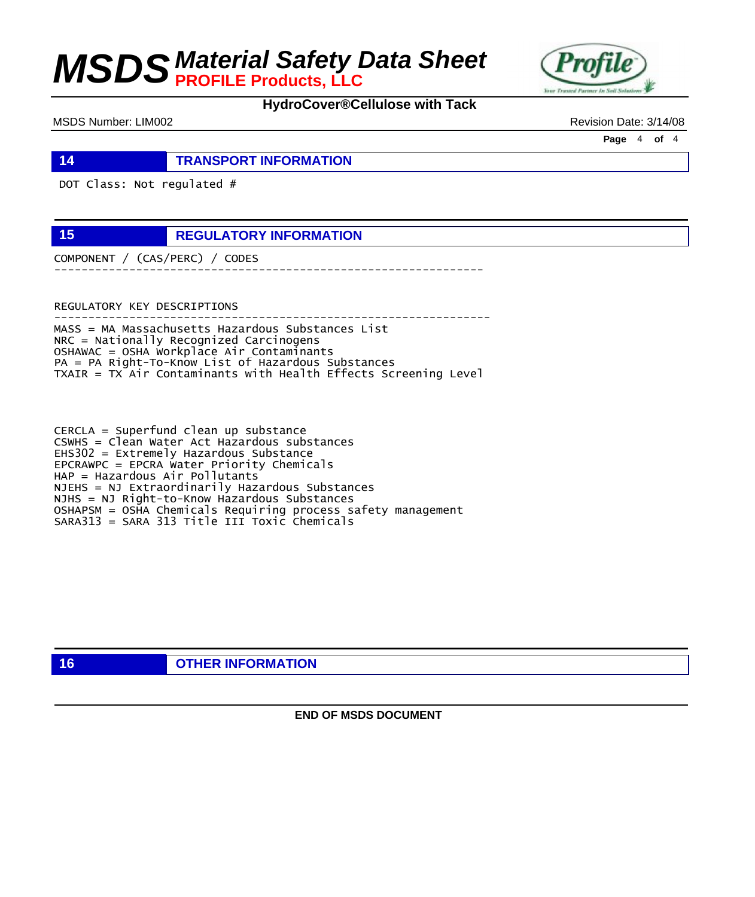## 14 TRANSPORT INFORMATION

DOT Class: Not regulated #

## 15 REGULATORY INFORMATION

COMPONENT / (CAS/PERC) / CODES

---

REGULATORY KEY DESCRIPTIONS

---

MASS = MA Massachusetts Hazardous Substances List
NRC = Nationally Recognized Carcinogens
OSHAWAC = OSHA Workplace Air Contaminants
PA = PA Right-To-Know List of Hazardous Substances
TXAIR = TX Air Contaminants with Health Effects Screening Level

CERCLA = Superfund clean up substance
CSWHS = Clean Water Act Hazardous substances
EHS302 = Extremely Hazardous Substance
EPCRAWPC = EPCRA Water Priority Chemicals
HAP = Hazardous Air Pollutants
NJEHS = NJ Extraordinarily Hazardous Substances
NJHS = NJ Right-to-Know Hazardous Substances
OSHAPSM = OSHA Chemicals Requiring process safety management
SARA313 = SARA 313 Title III Toxic Chemicals

## 16 OTHER INFORMATION

**END OF MSDS DOCUMENT**